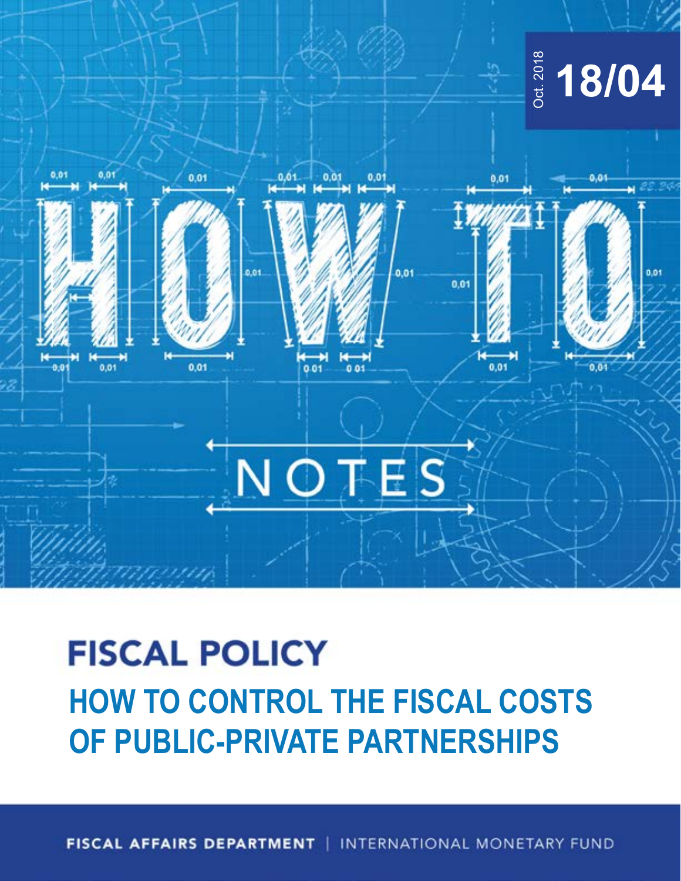Oct. 2018 **18/04**

# HOW TO NOTES

## FISCAL POLICY

# HOW TO CONTROL THE FISCAL COSTS OF PUBLIC-PRIVATE PARTNERSHIPS

FISCAL AFFAIRS DEPARTMENT | INTERNATIONAL MONETARY FUND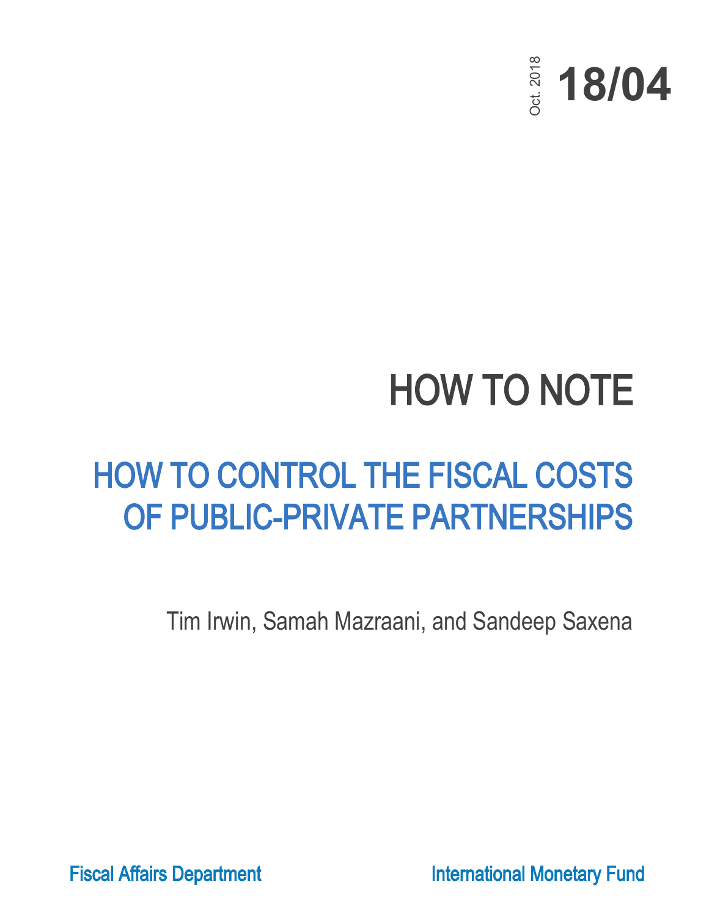Oct. 2018 **18/04**

# HOW TO NOTE

## HOW TO CONTROL THE FISCAL COSTS OF PUBLIC-PRIVATE PARTNERSHIPS

Tim Irwin, Samah Mazraani, and Sandeep Saxena

Fiscal Affairs Department

International Monetary Fund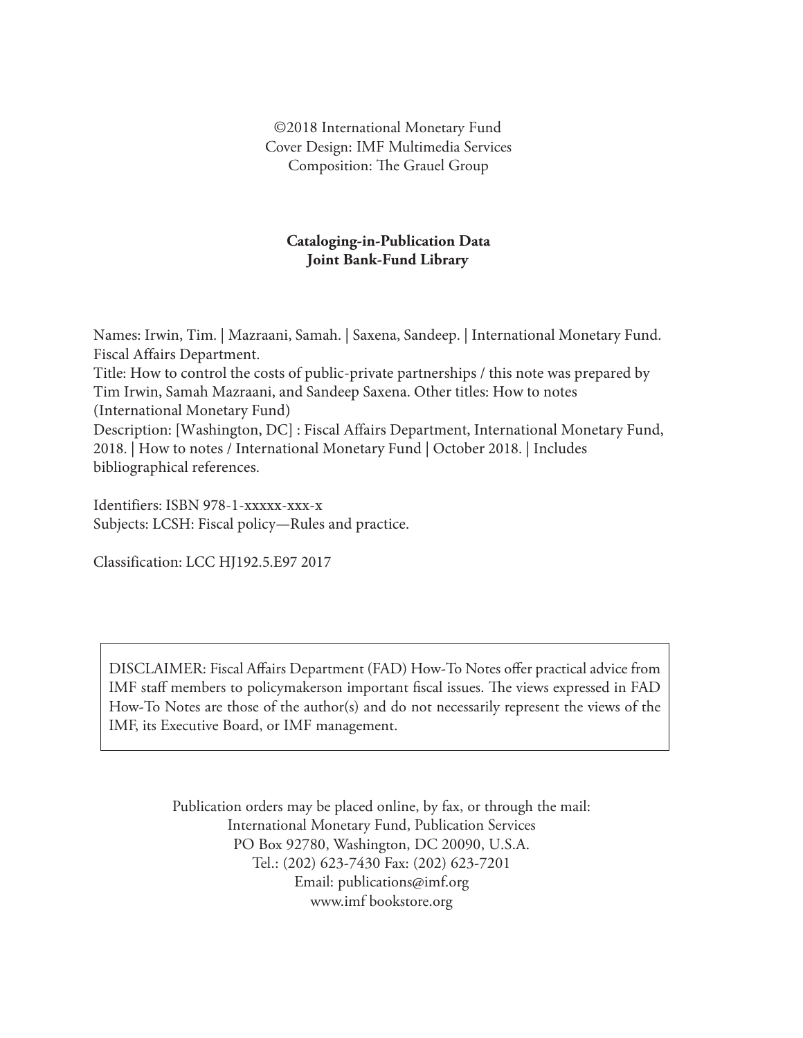©2018 International Monetary Fund
Cover Design: IMF Multimedia Services
Composition: The Grauel Group

**Cataloging-in-Publication Data**
**Joint Bank-Fund Library**

Names: Irwin, Tim. | Mazraani, Samah. | Saxena, Sandeep. | International Monetary Fund. Fiscal Affairs Department.
Title: How to control the costs of public-private partnerships / this note was prepared by Tim Irwin, Samah Mazraani, and Sandeep Saxena. Other titles: How to notes (International Monetary Fund)
Description: [Washington, DC] : Fiscal Affairs Department, International Monetary Fund, 2018. | How to notes / International Monetary Fund | October 2018. | Includes bibliographical references.

Identifiers: ISBN 978-1-xxxxx-xxx-x
Subjects: LCSH: Fiscal policy—Rules and practice.

Classification: LCC HJ192.5.E97 2017

DISCLAIMER: Fiscal Affairs Department (FAD) How-To Notes offer practical advice from IMF staff members to policymakerson important fiscal issues. The views expressed in FAD How-To Notes are those of the author(s) and do not necessarily represent the views of the IMF, its Executive Board, or IMF management.

Publication orders may be placed online, by fax, or through the mail:
International Monetary Fund, Publication Services
PO Box 92780, Washington, DC 20090, U.S.A.
Tel.: (202) 623-7430 Fax: (202) 623-7201
Email: publications@imf.org
www.imf bookstore.org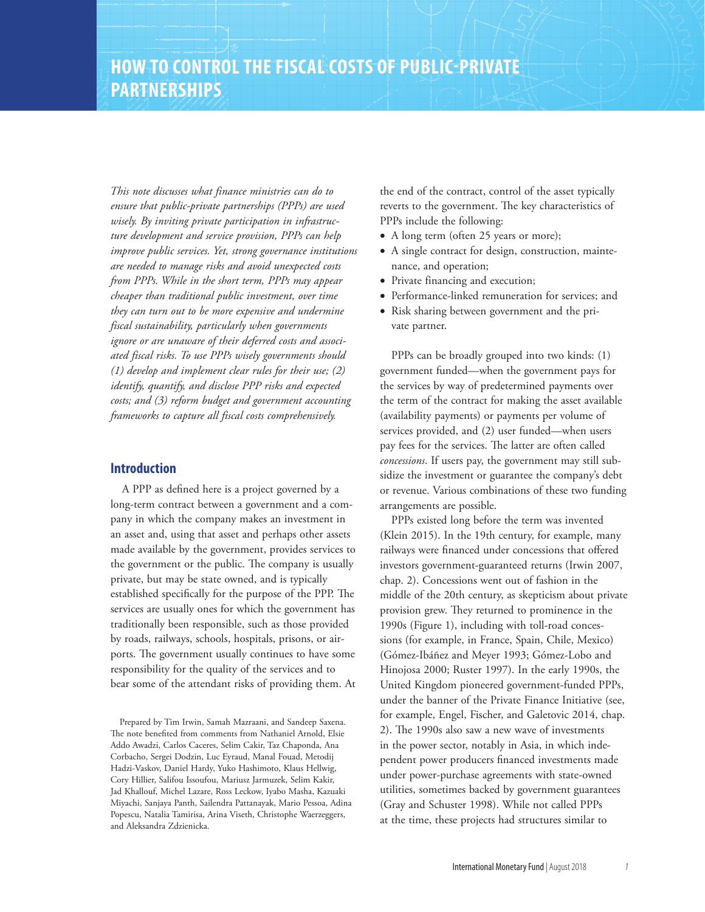# HOW TO CONTROL THE FISCAL COSTS OF PUBLIC-PRIVATE PARTNERSHIPS

*This note discusses what finance ministries can do to ensure that public-private partnerships (PPPs) are used wisely. By inviting private participation in infrastructure development and service provision, PPPs can help improve public services. Yet, strong governance institutions are needed to manage risks and avoid unexpected costs from PPPs. While in the short term, PPPs may appear cheaper than traditional public investment, over time they can turn out to be more expensive and undermine fiscal sustainability, particularly when governments ignore or are unaware of their deferred costs and associated fiscal risks. To use PPPs wisely governments should (1) develop and implement clear rules for their use; (2) identify, quantify, and disclose PPP risks and expected costs; and (3) reform budget and government accounting frameworks to capture all fiscal costs comprehensively.*

## Introduction

A PPP as defined here is a project governed by a long-term contract between a government and a company in which the company makes an investment in an asset and, using that asset and perhaps other assets made available by the government, provides services to the government or the public. The company is usually private, but may be state owned, and is typically established specifically for the purpose of the PPP. The services are usually ones for which the government has traditionally been responsible, such as those provided by roads, railways, schools, hospitals, prisons, or airports. The government usually continues to have some responsibility for the quality of the services and to bear some of the attendant risks of providing them. At the end of the contract, control of the asset typically reverts to the government. The key characteristics of PPPs include the following:

- A long term (often 25 years or more);
- A single contract for design, construction, maintenance, and operation;
- Private financing and execution;
- Performance-linked remuneration for services; and
- Risk sharing between government and the private partner.

PPPs can be broadly grouped into two kinds: (1) government funded—when the government pays for the services by way of predetermined payments over the term of the contract for making the asset available (availability payments) or payments per volume of services provided, and (2) user funded—when users pay fees for the services. The latter are often called *concessions*. If users pay, the government may still subsidize the investment or guarantee the company's debt or revenue. Various combinations of these two funding arrangements are possible.

PPPs existed long before the term was invented (Klein 2015). In the 19th century, for example, many railways were financed under concessions that offered investors government-guaranteed returns (Irwin 2007, chap. 2). Concessions went out of fashion in the middle of the 20th century, as skepticism about private provision grew. They returned to prominence in the 1990s (Figure 1), including with toll-road concessions (for example, in France, Spain, Chile, Mexico) (Gómez-Ibáñez and Meyer 1993; Gómez-Lobo and Hinojosa 2000; Ruster 1997). In the early 1990s, the United Kingdom pioneered government-funded PPPs, under the banner of the Private Finance Initiative (see, for example, Engel, Fischer, and Galetovic 2014, chap. 2). The 1990s also saw a new wave of investments in the power sector, notably in Asia, in which independent power producers financed investments made under power-purchase agreements with state-owned utilities, sometimes backed by government guarantees (Gray and Schuster 1998). While not called PPPs at the time, these projects had structures similar to

Prepared by Tim Irwin, Samah Mazraani, and Sandeep Saxena. The note benefited from comments from Nathaniel Arnold, Elsie Addo Awadzi, Carlos Caceres, Selim Cakir, Taz Chaponda, Ana Corbacho, Sergei Dodzin, Luc Eyraud, Manal Fouad, Metodij Hadzi-Vaskov, Daniel Hardy, Yuko Hashimoto, Klaus Hellwig, Cory Hillier, Salifou Issoufou, Mariusz Jarmuzek, Selim Kakir, Jad Khallouf, Michel Lazare, Ross Leckow, Iyabo Masha, Kazuaki Miyachi, Sanjaya Panth, Sailendra Pattanayak, Mario Pessoa, Adina Popescu, Natalia Tamirisa, Arina Viseth, Christophe Waerzeggers, and Aleksandra Zdzienicka.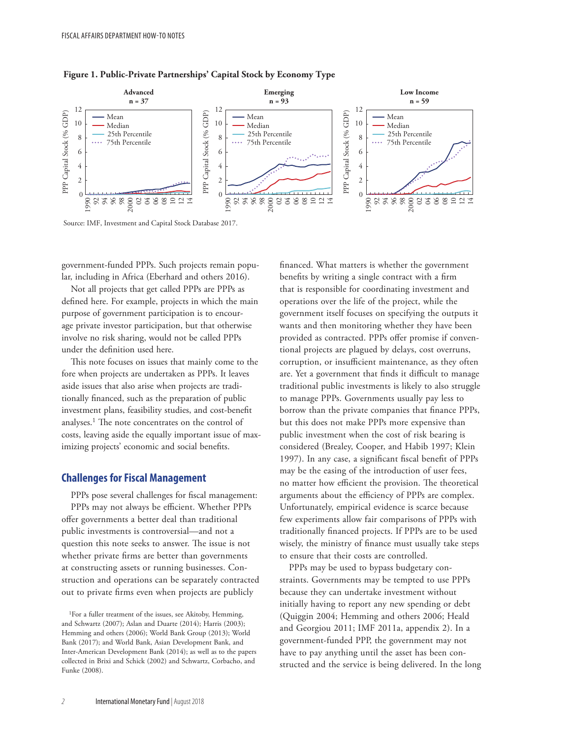**Figure 1. Public-Private Partnerships' Capital Stock by Economy Type**

Source: IMF, Investment and Capital Stock Database 2017.

government-funded PPPs. Such projects remain popular, including in Africa (Eberhard and others 2016).

Not all projects that get called PPPs are PPPs as defined here. For example, projects in which the main purpose of government participation is to encourage private investor participation, but that otherwise involve no risk sharing, would not be called PPPs under the definition used here.

This note focuses on issues that mainly come to the fore when projects are undertaken as PPPs. It leaves aside issues that also arise when projects are traditionally financed, such as the preparation of public investment plans, feasibility studies, and cost-benefit analyses.[1] The note concentrates on the control of costs, leaving aside the equally important issue of maximizing projects' economic and social benefits.

## Challenges for Fiscal Management

PPPs pose several challenges for fiscal management:

PPPs may not always be efficient. Whether PPPs offer governments a better deal than traditional public investments is controversial—and not a question this note seeks to answer. The issue is not whether private firms are better than governments at constructing assets or running businesses. Construction and operations can be separately contracted out to private firms even when projects are publicly financed. What matters is whether the government benefits by writing a single contract with a firm that is responsible for coordinating investment and operations over the life of the project, while the government itself focuses on specifying the outputs it wants and then monitoring whether they have been provided as contracted. PPPs offer promise if conventional projects are plagued by delays, cost overruns, corruption, or insufficient maintenance, as they often are. Yet a government that finds it difficult to manage traditional public investments is likely to also struggle to manage PPPs. Governments usually pay less to borrow than the private companies that finance PPPs, but this does not make PPPs more expensive than public investment when the cost of risk bearing is considered (Brealey, Cooper, and Habib 1997; Klein 1997). In any case, a significant fiscal benefit of PPPs may be the easing of the introduction of user fees, no matter how efficient the provision. The theoretical arguments about the efficiency of PPPs are complex. Unfortunately, empirical evidence is scarce because few experiments allow fair comparisons of PPPs with traditionally financed projects. If PPPs are to be used wisely, the ministry of finance must usually take steps to ensure that their costs are controlled.

PPPs may be used to bypass budgetary constraints. Governments may be tempted to use PPPs because they can undertake investment without initially having to report any new spending or debt (Quiggin 2004; Hemming and others 2006; Heald and Georgiou 2011; IMF 2011a, appendix 2). In a government-funded PPP, the government may not have to pay anything until the asset has been constructed and the service is being delivered. In the long

[1]For a fuller treatment of the issues, see Akitoby, Hemming, and Schwartz (2007); Aslan and Duarte (2014); Harris (2003); Hemming and others (2006); World Bank Group (2013); World Bank (2017); and World Bank, Asian Development Bank, and Inter-American Development Bank (2014); as well as to the papers collected in Brixi and Schick (2002) and Schwartz, Corbacho, and Funke (2008).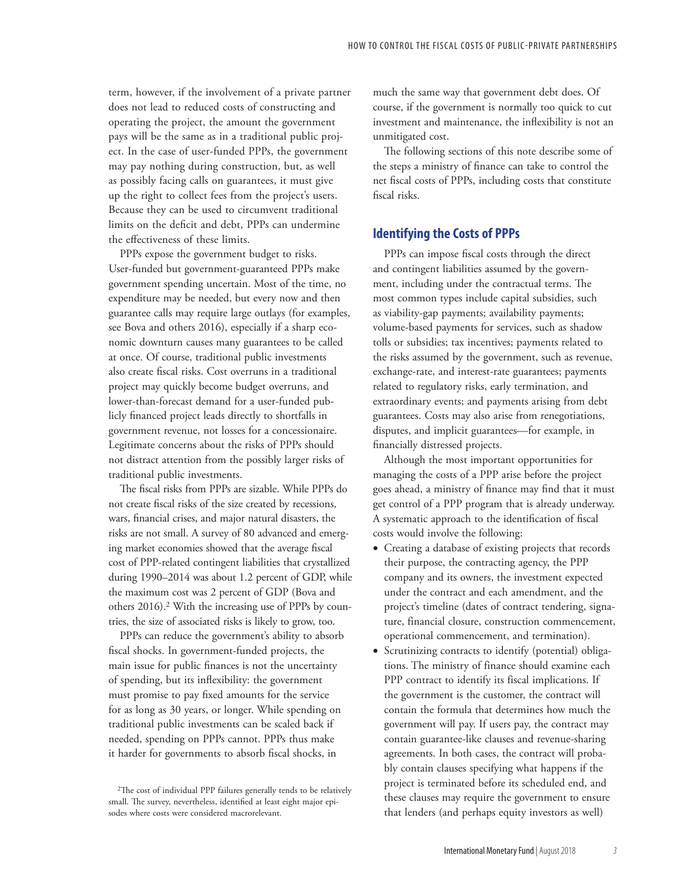term, however, if the involvement of a private partner does not lead to reduced costs of constructing and operating the project, the amount the government pays will be the same as in a traditional public project. In the case of user-funded PPPs, the government may pay nothing during construction, but, as well as possibly facing calls on guarantees, it must give up the right to collect fees from the project's users. Because they can be used to circumvent traditional limits on the deficit and debt, PPPs can undermine the effectiveness of these limits.

PPPs expose the government budget to risks. User-funded but government-guaranteed PPPs make government spending uncertain. Most of the time, no expenditure may be needed, but every now and then guarantee calls may require large outlays (for examples, see Bova and others 2016), especially if a sharp economic downturn causes many guarantees to be called at once. Of course, traditional public investments also create fiscal risks. Cost overruns in a traditional project may quickly become budget overruns, and lower-than-forecast demand for a user-funded publicly financed project leads directly to shortfalls in government revenue, not losses for a concessionaire. Legitimate concerns about the risks of PPPs should not distract attention from the possibly larger risks of traditional public investments.

The fiscal risks from PPPs are sizable. While PPPs do not create fiscal risks of the size created by recessions, wars, financial crises, and major natural disasters, the risks are not small. A survey of 80 advanced and emerging market economies showed that the average fiscal cost of PPP-related contingent liabilities that crystallized during 1990–2014 was about 1.2 percent of GDP, while the maximum cost was 2 percent of GDP (Bova and others 2016).[2] With the increasing use of PPPs by countries, the size of associated risks is likely to grow, too.

PPPs can reduce the government's ability to absorb fiscal shocks. In government-funded projects, the main issue for public finances is not the uncertainty of spending, but its inflexibility: the government must promise to pay fixed amounts for the service for as long as 30 years, or longer. While spending on traditional public investments can be scaled back if needed, spending on PPPs cannot. PPPs thus make it harder for governments to absorb fiscal shocks, in much the same way that government debt does. Of course, if the government is normally too quick to cut investment and maintenance, the inflexibility is not an unmitigated cost.

The following sections of this note describe some of the steps a ministry of finance can take to control the net fiscal costs of PPPs, including costs that constitute fiscal risks.

## Identifying the Costs of PPPs

PPPs can impose fiscal costs through the direct and contingent liabilities assumed by the government, including under the contractual terms. The most common types include capital subsidies, such as viability-gap payments; availability payments; volume-based payments for services, such as shadow tolls or subsidies; tax incentives; payments related to the risks assumed by the government, such as revenue, exchange-rate, and interest-rate guarantees; payments related to regulatory risks, early termination, and extraordinary events; and payments arising from debt guarantees. Costs may also arise from renegotiations, disputes, and implicit guarantees—for example, in financially distressed projects.

Although the most important opportunities for managing the costs of a PPP arise before the project goes ahead, a ministry of finance may find that it must get control of a PPP program that is already underway. A systematic approach to the identification of fiscal costs would involve the following:

- Creating a database of existing projects that records their purpose, the contracting agency, the PPP company and its owners, the investment expected under the contract and each amendment, and the project's timeline (dates of contract tendering, signature, financial closure, construction commencement, operational commencement, and termination).
- Scrutinizing contracts to identify (potential) obligations. The ministry of finance should examine each PPP contract to identify its fiscal implications. If the government is the customer, the contract will contain the formula that determines how much the government will pay. If users pay, the contract may contain guarantee-like clauses and revenue-sharing agreements. In both cases, the contract will probably contain clauses specifying what happens if the project is terminated before its scheduled end, and these clauses may require the government to ensure that lenders (and perhaps equity investors as well)

[2]The cost of individual PPP failures generally tends to be relatively small. The survey, nevertheless, identified at least eight major episodes where costs were considered macrorelevant.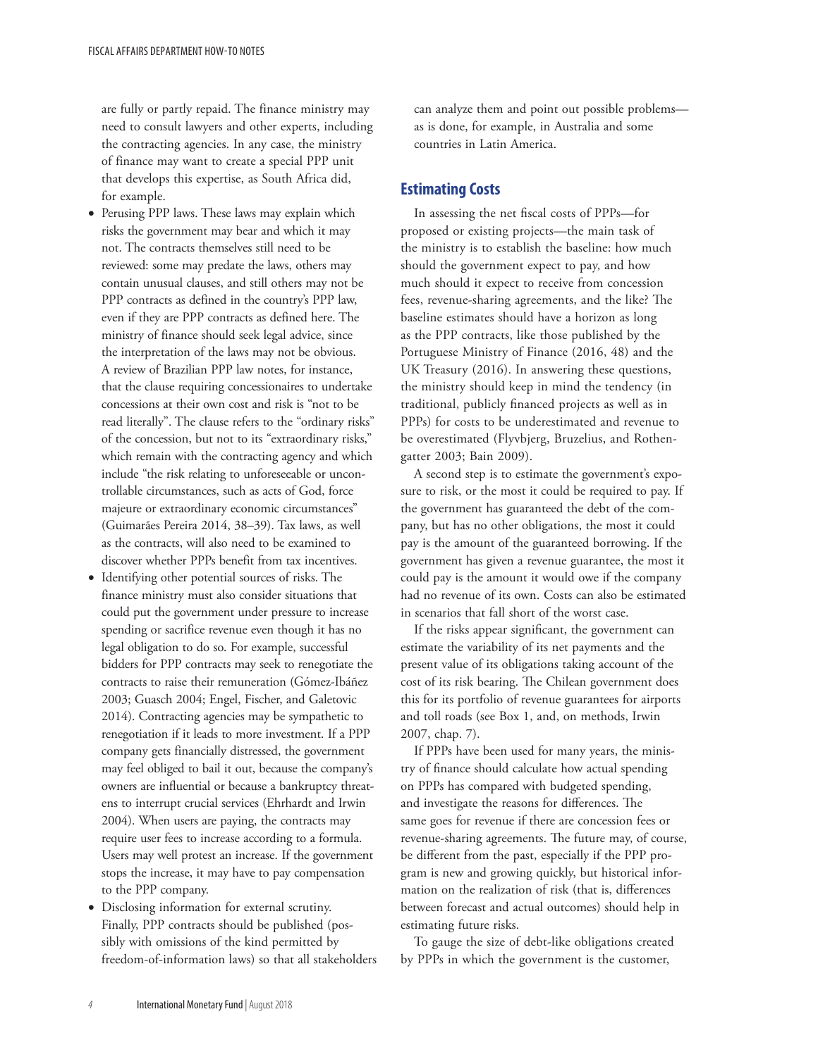are fully or partly repaid. The finance ministry may need to consult lawyers and other experts, including the contracting agencies. In any case, the ministry of finance may want to create a special PPP unit that develops this expertise, as South Africa did, for example.

- Perusing PPP laws. These laws may explain which risks the government may bear and which it may not. The contracts themselves still need to be reviewed: some may predate the laws, others may contain unusual clauses, and still others may not be PPP contracts as defined in the country's PPP law, even if they are PPP contracts as defined here. The ministry of finance should seek legal advice, since the interpretation of the laws may not be obvious. A review of Brazilian PPP law notes, for instance, that the clause requiring concessionaires to undertake concessions at their own cost and risk is "not to be read literally". The clause refers to the "ordinary risks" of the concession, but not to its "extraordinary risks," which remain with the contracting agency and which include "the risk relating to unforeseeable or uncontrollable circumstances, such as acts of God, force majeure or extraordinary economic circumstances" (Guimarães Pereira 2014, 38–39). Tax laws, as well as the contracts, will also need to be examined to discover whether PPPs benefit from tax incentives.
- Identifying other potential sources of risks. The finance ministry must also consider situations that could put the government under pressure to increase spending or sacrifice revenue even though it has no legal obligation to do so. For example, successful bidders for PPP contracts may seek to renegotiate the contracts to raise their remuneration (Gómez-Ibáñez 2003; Guasch 2004; Engel, Fischer, and Galetovic 2014). Contracting agencies may be sympathetic to renegotiation if it leads to more investment. If a PPP company gets financially distressed, the government may feel obliged to bail it out, because the company's owners are influential or because a bankruptcy threatens to interrupt crucial services (Ehrhardt and Irwin 2004). When users are paying, the contracts may require user fees to increase according to a formula. Users may well protest an increase. If the government stops the increase, it may have to pay compensation to the PPP company.
- Disclosing information for external scrutiny. Finally, PPP contracts should be published (possibly with omissions of the kind permitted by freedom-of-information laws) so that all stakeholders can analyze them and point out possible problems—as is done, for example, in Australia and some countries in Latin America.

## Estimating Costs

In assessing the net fiscal costs of PPPs—for proposed or existing projects—the main task of the ministry is to establish the baseline: how much should the government expect to pay, and how much should it expect to receive from concession fees, revenue-sharing agreements, and the like? The baseline estimates should have a horizon as long as the PPP contracts, like those published by the Portuguese Ministry of Finance (2016, 48) and the UK Treasury (2016). In answering these questions, the ministry should keep in mind the tendency (in traditional, publicly financed projects as well as in PPPs) for costs to be underestimated and revenue to be overestimated (Flyvbjerg, Bruzelius, and Rothengatter 2003; Bain 2009).

A second step is to estimate the government's exposure to risk, or the most it could be required to pay. If the government has guaranteed the debt of the company, but has no other obligations, the most it could pay is the amount of the guaranteed borrowing. If the government has given a revenue guarantee, the most it could pay is the amount it would owe if the company had no revenue of its own. Costs can also be estimated in scenarios that fall short of the worst case.

If the risks appear significant, the government can estimate the variability of its net payments and the present value of its obligations taking account of the cost of its risk bearing. The Chilean government does this for its portfolio of revenue guarantees for airports and toll roads (see Box 1, and, on methods, Irwin 2007, chap. 7).

If PPPs have been used for many years, the ministry of finance should calculate how actual spending on PPPs has compared with budgeted spending, and investigate the reasons for differences. The same goes for revenue if there are concession fees or revenue-sharing agreements. The future may, of course, be different from the past, especially if the PPP program is new and growing quickly, but historical information on the realization of risk (that is, differences between forecast and actual outcomes) should help in estimating future risks.

To gauge the size of debt-like obligations created by PPPs in which the government is the customer,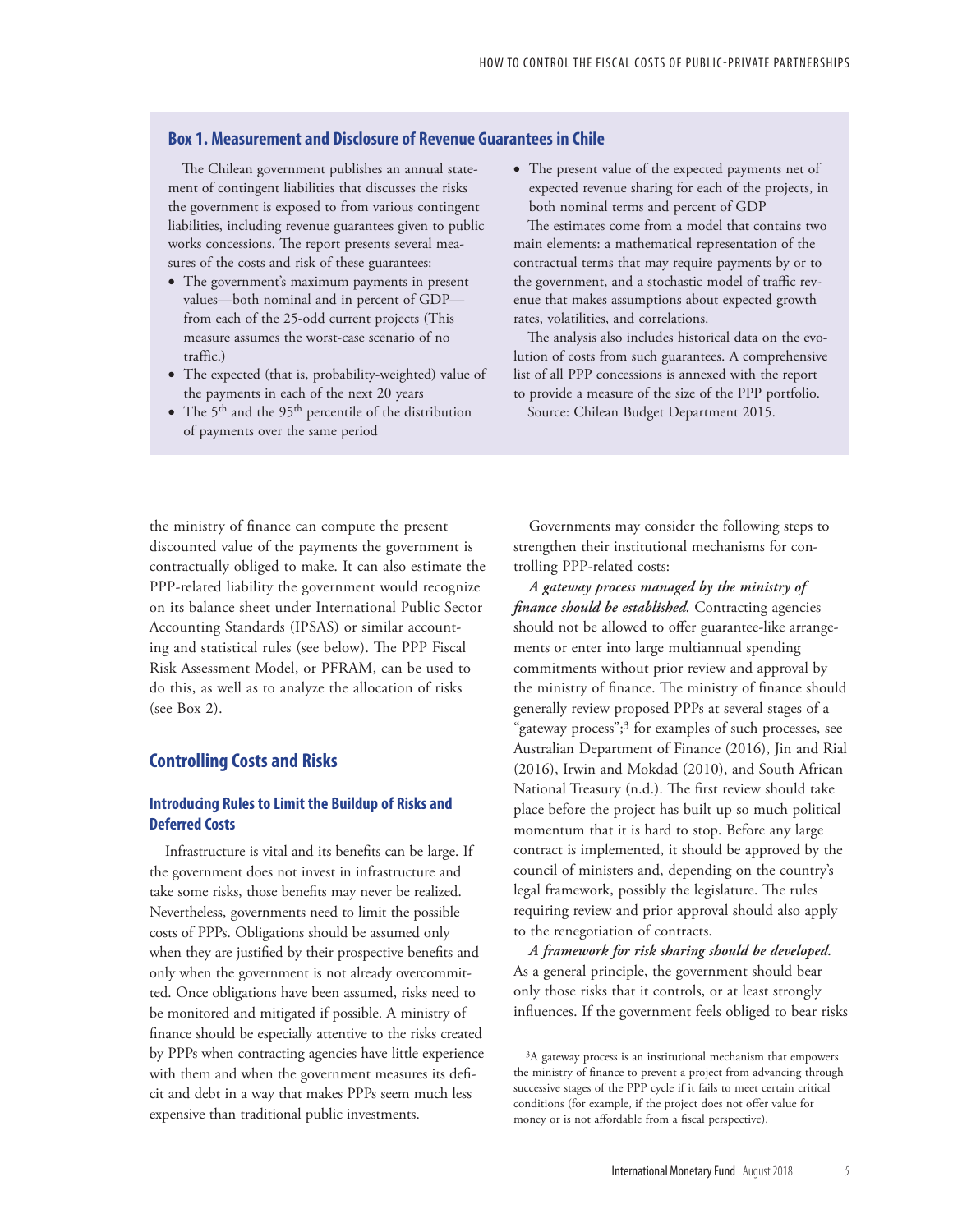## Box 1. Measurement and Disclosure of Revenue Guarantees in Chile

The Chilean government publishes an annual statement of contingent liabilities that discusses the risks the government is exposed to from various contingent liabilities, including revenue guarantees given to public works concessions. The report presents several measures of the costs and risk of these guarantees:

- The government's maximum payments in present values—both nominal and in percent of GDP—from each of the 25-odd current projects (This measure assumes the worst-case scenario of no traffic.)
- The expected (that is, probability-weighted) value of the payments in each of the next 20 years
- The 5th and the 95th percentile of the distribution of payments over the same period
- The present value of the expected payments net of expected revenue sharing for each of the projects, in both nominal terms and percent of GDP

The estimates come from a model that contains two main elements: a mathematical representation of the contractual terms that may require payments by or to the government, and a stochastic model of traffic revenue that makes assumptions about expected growth rates, volatilities, and correlations.

The analysis also includes historical data on the evolution of costs from such guarantees. A comprehensive list of all PPP concessions is annexed with the report to provide a measure of the size of the PPP portfolio.

Source: Chilean Budget Department 2015.

the ministry of finance can compute the present discounted value of the payments the government is contractually obliged to make. It can also estimate the PPP-related liability the government would recognize on its balance sheet under International Public Sector Accounting Standards (IPSAS) or similar accounting and statistical rules (see below). The PPP Fiscal Risk Assessment Model, or PFRAM, can be used to do this, as well as to analyze the allocation of risks (see Box 2).

## Controlling Costs and Risks

### Introducing Rules to Limit the Buildup of Risks and Deferred Costs

Infrastructure is vital and its benefits can be large. If the government does not invest in infrastructure and take some risks, those benefits may never be realized. Nevertheless, governments need to limit the possible costs of PPPs. Obligations should be assumed only when they are justified by their prospective benefits and only when the government is not already overcommitted. Once obligations have been assumed, risks need to be monitored and mitigated if possible. A ministry of finance should be especially attentive to the risks created by PPPs when contracting agencies have little experience with them and when the government measures its deficit and debt in a way that makes PPPs seem much less expensive than traditional public investments.

Governments may consider the following steps to strengthen their institutional mechanisms for controlling PPP-related costs:

***A gateway process managed by the ministry of finance should be established.*** Contracting agencies should not be allowed to offer guarantee-like arrangements or enter into large multiannual spending commitments without prior review and approval by the ministry of finance. The ministry of finance should generally review proposed PPPs at several stages of a "gateway process";[3] for examples of such processes, see Australian Department of Finance (2016), Jin and Rial (2016), Irwin and Mokdad (2010), and South African National Treasury (n.d.). The first review should take place before the project has built up so much political momentum that it is hard to stop. Before any large contract is implemented, it should be approved by the council of ministers and, depending on the country's legal framework, possibly the legislature. The rules requiring review and prior approval should also apply to the renegotiation of contracts.

***A framework for risk sharing should be developed.*** As a general principle, the government should bear only those risks that it controls, or at least strongly influences. If the government feels obliged to bear risks

[3] A gateway process is an institutional mechanism that empowers the ministry of finance to prevent a project from advancing through successive stages of the PPP cycle if it fails to meet certain critical conditions (for example, if the project does not offer value for money or is not affordable from a fiscal perspective).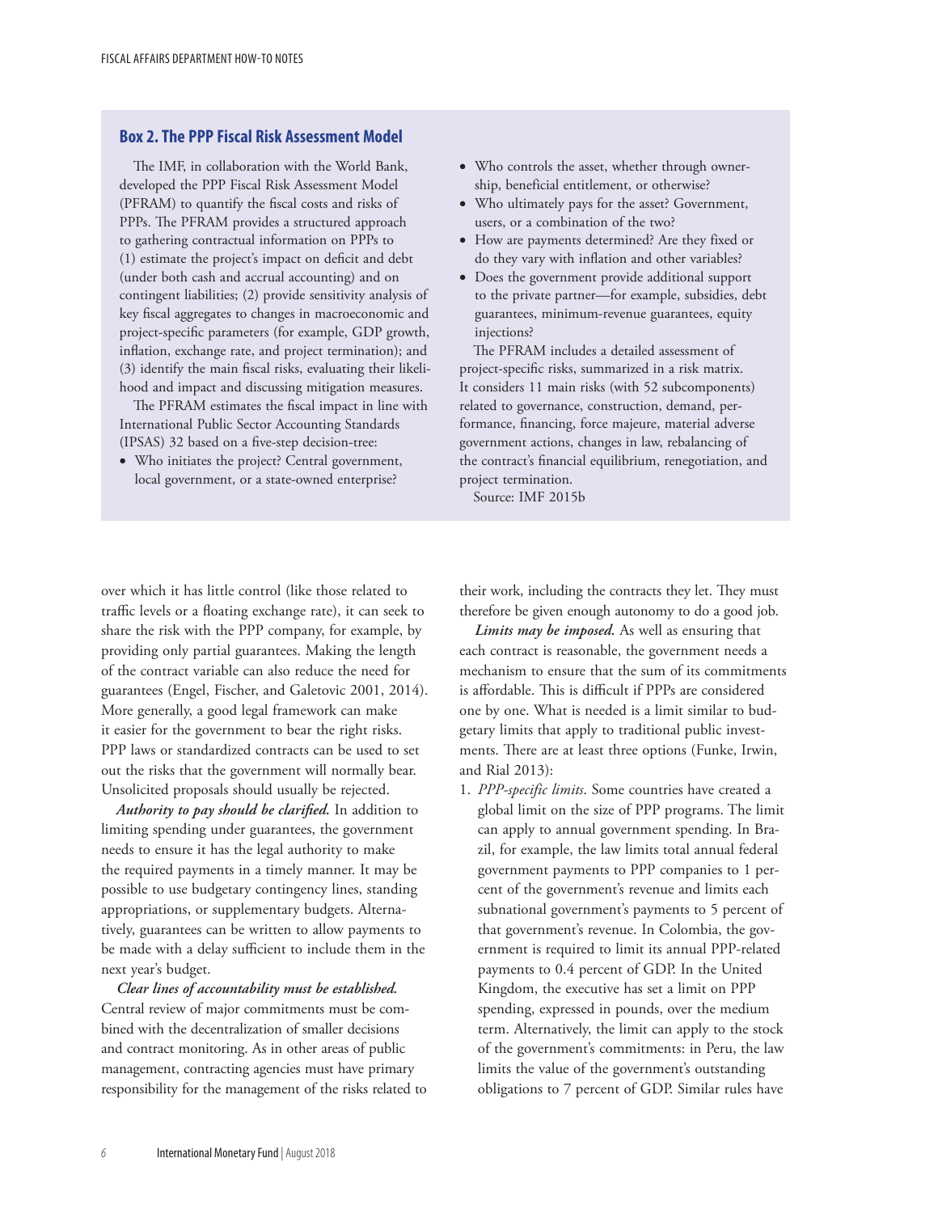## Box 2. The PPP Fiscal Risk Assessment Model

The IMF, in collaboration with the World Bank, developed the PPP Fiscal Risk Assessment Model (PFRAM) to quantify the fiscal costs and risks of PPPs. The PFRAM provides a structured approach to gathering contractual information on PPPs to (1) estimate the project's impact on deficit and debt (under both cash and accrual accounting) and on contingent liabilities; (2) provide sensitivity analysis of key fiscal aggregates to changes in macroeconomic and project-specific parameters (for example, GDP growth, inflation, exchange rate, and project termination); and (3) identify the main fiscal risks, evaluating their likelihood and impact and discussing mitigation measures.

The PFRAM estimates the fiscal impact in line with International Public Sector Accounting Standards (IPSAS) 32 based on a five-step decision-tree:

- Who initiates the project? Central government, local government, or a state-owned enterprise?
- Who controls the asset, whether through ownership, beneficial entitlement, or otherwise?
- Who ultimately pays for the asset? Government, users, or a combination of the two?
- How are payments determined? Are they fixed or do they vary with inflation and other variables?
- Does the government provide additional support to the private partner—for example, subsidies, debt guarantees, minimum-revenue guarantees, equity injections?

The PFRAM includes a detailed assessment of project-specific risks, summarized in a risk matrix. It considers 11 main risks (with 52 subcomponents) related to governance, construction, demand, performance, financing, force majeure, material adverse government actions, changes in law, rebalancing of the contract's financial equilibrium, renegotiation, and project termination.

Source: IMF 2015b

over which it has little control (like those related to traffic levels or a floating exchange rate), it can seek to share the risk with the PPP company, for example, by providing only partial guarantees. Making the length of the contract variable can also reduce the need for guarantees (Engel, Fischer, and Galetovic 2001, 2014). More generally, a good legal framework can make it easier for the government to bear the right risks. PPP laws or standardized contracts can be used to set out the risks that the government will normally bear. Unsolicited proposals should usually be rejected.

***Authority to pay should be clarified.*** In addition to limiting spending under guarantees, the government needs to ensure it has the legal authority to make the required payments in a timely manner. It may be possible to use budgetary contingency lines, standing appropriations, or supplementary budgets. Alternatively, guarantees can be written to allow payments to be made with a delay sufficient to include them in the next year's budget.

***Clear lines of accountability must be established.*** Central review of major commitments must be combined with the decentralization of smaller decisions and contract monitoring. As in other areas of public management, contracting agencies must have primary responsibility for the management of the risks related to their work, including the contracts they let. They must therefore be given enough autonomy to do a good job.

***Limits may be imposed.*** As well as ensuring that each contract is reasonable, the government needs a mechanism to ensure that the sum of its commitments is affordable. This is difficult if PPPs are considered one by one. What is needed is a limit similar to budgetary limits that apply to traditional public investments. There are at least three options (Funke, Irwin, and Rial 2013):

1. *PPP-specific limits*. Some countries have created a global limit on the size of PPP programs. The limit can apply to annual government spending. In Brazil, for example, the law limits total annual federal government payments to PPP companies to 1 percent of the government's revenue and limits each subnational government's payments to 5 percent of that government's revenue. In Colombia, the government is required to limit its annual PPP-related payments to 0.4 percent of GDP. In the United Kingdom, the executive has set a limit on PPP spending, expressed in pounds, over the medium term. Alternatively, the limit can apply to the stock of the government's commitments: in Peru, the law limits the value of the government's outstanding obligations to 7 percent of GDP. Similar rules have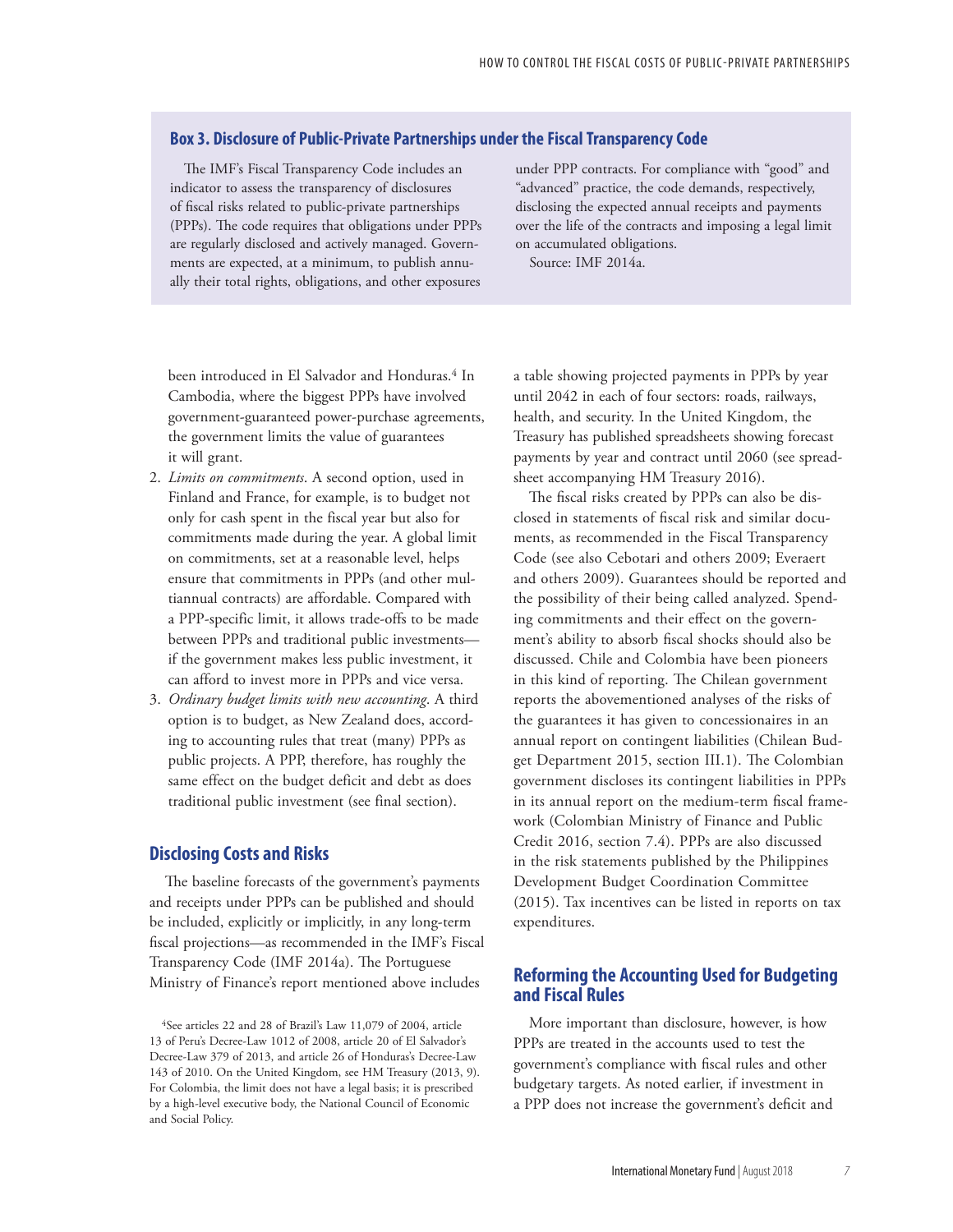### Box 3. Disclosure of Public-Private Partnerships under the Fiscal Transparency Code

The IMF's Fiscal Transparency Code includes an indicator to assess the transparency of disclosures of fiscal risks related to public-private partnerships (PPPs). The code requires that obligations under PPPs are regularly disclosed and actively managed. Governments are expected, at a minimum, to publish annually their total rights, obligations, and other exposures under PPP contracts. For compliance with "good" and "advanced" practice, the code demands, respectively, disclosing the expected annual receipts and payments over the life of the contracts and imposing a legal limit on accumulated obligations.

Source: IMF 2014a.

been introduced in El Salvador and Honduras.[4] In Cambodia, where the biggest PPPs have involved government-guaranteed power-purchase agreements, the government limits the value of guarantees it will grant.

2. *Limits on commitments*. A second option, used in Finland and France, for example, is to budget not only for cash spent in the fiscal year but also for commitments made during the year. A global limit on commitments, set at a reasonable level, helps ensure that commitments in PPPs (and other multiannual contracts) are affordable. Compared with a PPP-specific limit, it allows trade-offs to be made between PPPs and traditional public investments—if the government makes less public investment, it can afford to invest more in PPPs and vice versa.
3. *Ordinary budget limits with new accounting*. A third option is to budget, as New Zealand does, according to accounting rules that treat (many) PPPs as public projects. A PPP, therefore, has roughly the same effect on the budget deficit and debt as does traditional public investment (see final section).

## Disclosing Costs and Risks

The baseline forecasts of the government's payments and receipts under PPPs can be published and should be included, explicitly or implicitly, in any long-term fiscal projections—as recommended in the IMF's Fiscal Transparency Code (IMF 2014a). The Portuguese Ministry of Finance's report mentioned above includes a table showing projected payments in PPPs by year until 2042 in each of four sectors: roads, railways, health, and security. In the United Kingdom, the Treasury has published spreadsheets showing forecast payments by year and contract until 2060 (see spreadsheet accompanying HM Treasury 2016).

The fiscal risks created by PPPs can also be disclosed in statements of fiscal risk and similar documents, as recommended in the Fiscal Transparency Code (see also Cebotari and others 2009; Everaert and others 2009). Guarantees should be reported and the possibility of their being called analyzed. Spending commitments and their effect on the government's ability to absorb fiscal shocks should also be discussed. Chile and Colombia have been pioneers in this kind of reporting. The Chilean government reports the abovementioned analyses of the risks of the guarantees it has given to concessionaires in an annual report on contingent liabilities (Chilean Budget Department 2015, section III.1). The Colombian government discloses its contingent liabilities in PPPs in its annual report on the medium-term fiscal framework (Colombian Ministry of Finance and Public Credit 2016, section 7.4). PPPs are also discussed in the risk statements published by the Philippines Development Budget Coordination Committee (2015). Tax incentives can be listed in reports on tax expenditures.

## Reforming the Accounting Used for Budgeting and Fiscal Rules

More important than disclosure, however, is how PPPs are treated in the accounts used to test the government's compliance with fiscal rules and other budgetary targets. As noted earlier, if investment in a PPP does not increase the government's deficit and

[4] See articles 22 and 28 of Brazil's Law 11,079 of 2004, article 13 of Peru's Decree-Law 1012 of 2008, article 20 of El Salvador's Decree-Law 379 of 2013, and article 26 of Honduras's Decree-Law 143 of 2010. On the United Kingdom, see HM Treasury (2013, 9). For Colombia, the limit does not have a legal basis; it is prescribed by a high-level executive body, the National Council of Economic and Social Policy.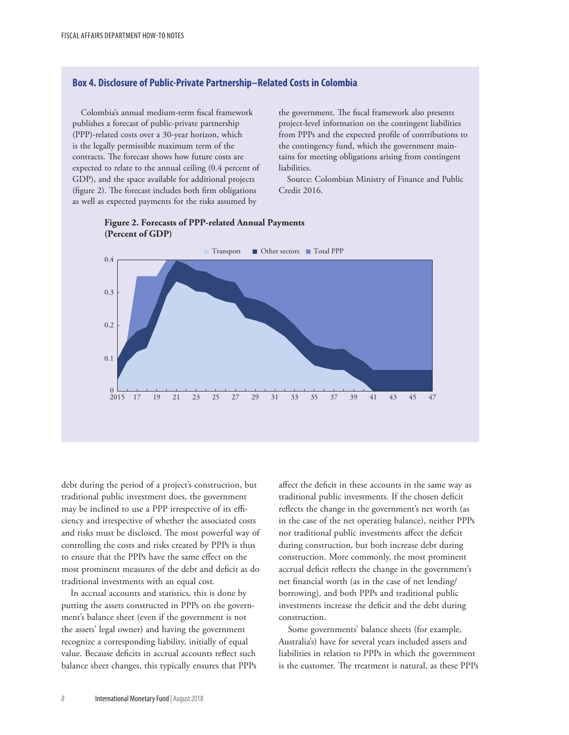## Box 4. Disclosure of Public-Private Partnership–Related Costs in Colombia

Colombia's annual medium-term fiscal framework publishes a forecast of public-private partnership (PPP)-related costs over a 30-year horizon, which is the legally permissible maximum term of the contracts. The forecast shows how future costs are expected to relate to the annual ceiling (0.4 percent of GDP), and the space available for additional projects (figure 2). The forecast includes both firm obligations as well as expected payments for the risks assumed by the government. The fiscal framework also presents project-level information on the contingent liabilities from PPPs and the expected profile of contributions to the contingency fund, which the government maintains for meeting obligations arising from contingent liabilities.

Source: Colombian Ministry of Finance and Public Credit 2016.

**Figure 2. Forecasts of PPP-related Annual Payments (Percent of GDP)**

debt during the period of a project's construction, but traditional public investment does, the government may be inclined to use a PPP irrespective of its efficiency and irrespective of whether the associated costs and risks must be disclosed. The most powerful way of controlling the costs and risks created by PPPs is thus to ensure that the PPPs have the same effect on the most prominent measures of the debt and deficit as do traditional investments with an equal cost.

In accrual accounts and statistics, this is done by putting the assets constructed in PPPs on the government's balance sheet (even if the government is not the assets' legal owner) and having the government recognize a corresponding liability, initially of equal value. Because deficits in accrual accounts reflect such balance sheet changes, this typically ensures that PPPs affect the deficit in these accounts in the same way as traditional public investments. If the chosen deficit reflects the change in the government's net worth (as in the case of the net operating balance), neither PPPs nor traditional public investments affect the deficit during construction, but both increase debt during construction. More commonly, the most prominent accrual deficit reflects the change in the government's net financial worth (as in the case of net lending/borrowing), and both PPPs and traditional public investments increase the deficit and the debt during construction.

Some governments' balance sheets (for example, Australia's) have for several years included assets and liabilities in relation to PPPs in which the government is the customer. The treatment is natural, as these PPPs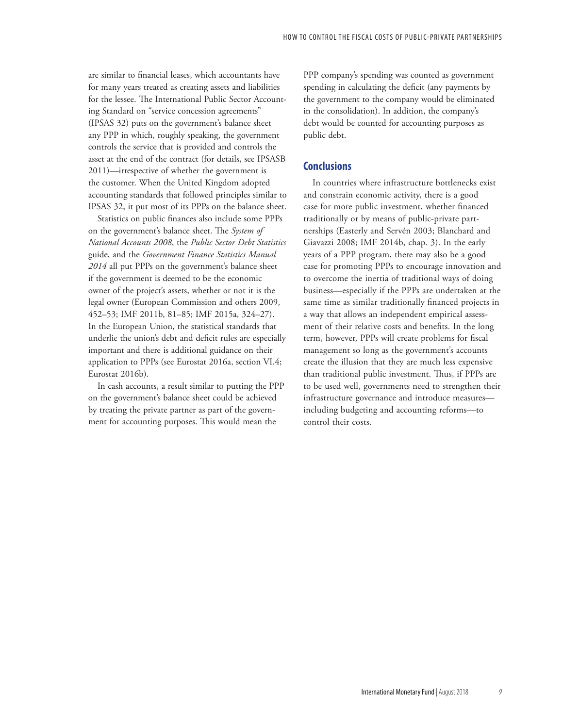are similar to financial leases, which accountants have for many years treated as creating assets and liabilities for the lessee. The International Public Sector Accounting Standard on "service concession agreements" (IPSAS 32) puts on the government's balance sheet any PPP in which, roughly speaking, the government controls the service that is provided and controls the asset at the end of the contract (for details, see IPSASB 2011)—irrespective of whether the government is the customer. When the United Kingdom adopted accounting standards that followed principles similar to IPSAS 32, it put most of its PPPs on the balance sheet.

Statistics on public finances also include some PPPs on the government's balance sheet. The *System of National Accounts 2008*, the *Public Sector Debt Statistics* guide, and the *Government Finance Statistics Manual 2014* all put PPPs on the government's balance sheet if the government is deemed to be the economic owner of the project's assets, whether or not it is the legal owner (European Commission and others 2009, 452–53; IMF 2011b, 81–85; IMF 2015a, 324–27). In the European Union, the statistical standards that underlie the union's debt and deficit rules are especially important and there is additional guidance on their application to PPPs (see Eurostat 2016a, section VI.4; Eurostat 2016b).

In cash accounts, a result similar to putting the PPP on the government's balance sheet could be achieved by treating the private partner as part of the government for accounting purposes. This would mean the PPP company's spending was counted as government spending in calculating the deficit (any payments by the government to the company would be eliminated in the consolidation). In addition, the company's debt would be counted for accounting purposes as public debt.

## Conclusions

In countries where infrastructure bottlenecks exist and constrain economic activity, there is a good case for more public investment, whether financed traditionally or by means of public-private partnerships (Easterly and Servén 2003; Blanchard and Giavazzi 2008; IMF 2014b, chap. 3). In the early years of a PPP program, there may also be a good case for promoting PPPs to encourage innovation and to overcome the inertia of traditional ways of doing business—especially if the PPPs are undertaken at the same time as similar traditionally financed projects in a way that allows an independent empirical assessment of their relative costs and benefits. In the long term, however, PPPs will create problems for fiscal management so long as the government's accounts create the illusion that they are much less expensive than traditional public investment. Thus, if PPPs are to be used well, governments need to strengthen their infrastructure governance and introduce measures—including budgeting and accounting reforms—to control their costs.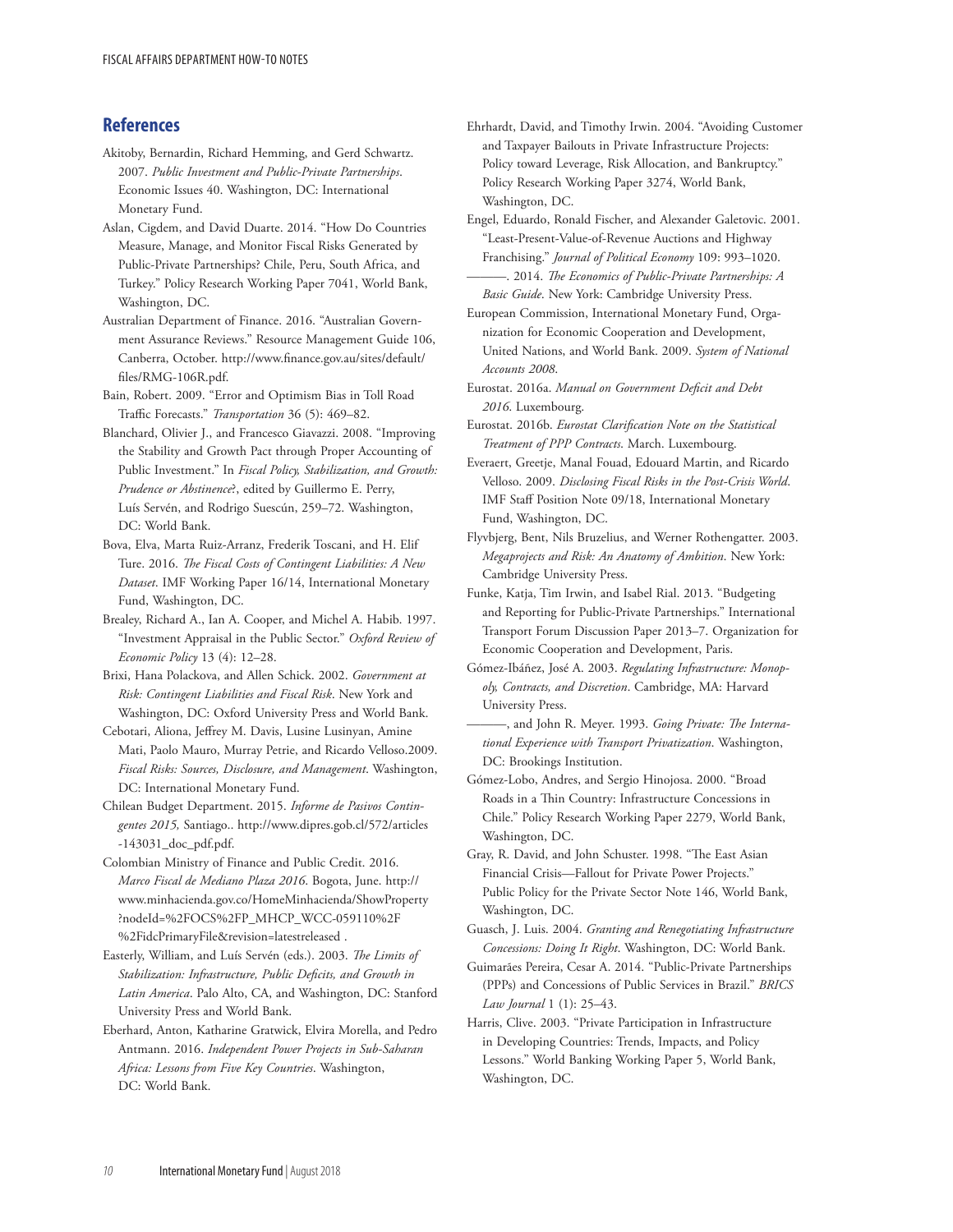## References

Akitoby, Bernardin, Richard Hemming, and Gerd Schwartz. 2007. *Public Investment and Public-Private Partnerships*. Economic Issues 40. Washington, DC: International Monetary Fund.

Aslan, Cigdem, and David Duarte. 2014. "How Do Countries Measure, Manage, and Monitor Fiscal Risks Generated by Public-Private Partnerships? Chile, Peru, South Africa, and Turkey." Policy Research Working Paper 7041, World Bank, Washington, DC.

Australian Department of Finance. 2016. "Australian Government Assurance Reviews." Resource Management Guide 106, Canberra, October. http://www.finance.gov.au/sites/default/files/RMG-106R.pdf.

Bain, Robert. 2009. "Error and Optimism Bias in Toll Road Traffic Forecasts." *Transportation* 36 (5): 469–82.

Blanchard, Olivier J., and Francesco Giavazzi. 2008. "Improving the Stability and Growth Pact through Proper Accounting of Public Investment." In *Fiscal Policy, Stabilization, and Growth: Prudence or Abstinence*?, edited by Guillermo E. Perry, Luís Servén, and Rodrigo Suescún, 259–72. Washington, DC: World Bank.

Bova, Elva, Marta Ruiz-Arranz, Frederik Toscani, and H. Elif Ture. 2016. *The Fiscal Costs of Contingent Liabilities: A New Dataset*. IMF Working Paper 16/14, International Monetary Fund, Washington, DC.

Brealey, Richard A., Ian A. Cooper, and Michel A. Habib. 1997. "Investment Appraisal in the Public Sector." *Oxford Review of Economic Policy* 13 (4): 12–28.

Brixi, Hana Polackova, and Allen Schick. 2002. *Government at Risk: Contingent Liabilities and Fiscal Risk*. New York and Washington, DC: Oxford University Press and World Bank.

Cebotari, Aliona, Jeffrey M. Davis, Lusine Lusinyan, Amine Mati, Paolo Mauro, Murray Petrie, and Ricardo Velloso.2009. *Fiscal Risks: Sources, Disclosure, and Management*. Washington, DC: International Monetary Fund.

Chilean Budget Department. 2015. *Informe de Pasivos Contingentes 2015,* Santiago.. http://www.dipres.gob.cl/572/articles-143031_doc_pdf.pdf.

Colombian Ministry of Finance and Public Credit. 2016. *Marco Fiscal de Mediano Plaza 2016*. Bogota, June. http://www.minhacienda.gov.co/HomeMinhacienda/ShowProperty?nodeId=%2FOCS%2FP_MHCP_WCC-059110%2F%2FidcPrimaryFile&revision=latestreleased .

Easterly, William, and Luís Servén (eds.). 2003. *The Limits of Stabilization: Infrastructure, Public Deficits, and Growth in Latin America*. Palo Alto, CA, and Washington, DC: Stanford University Press and World Bank.

Eberhard, Anton, Katharine Gratwick, Elvira Morella, and Pedro Antmann. 2016. *Independent Power Projects in Sub-Saharan Africa: Lessons from Five Key Countries*. Washington, DC: World Bank.

Ehrhardt, David, and Timothy Irwin. 2004. "Avoiding Customer and Taxpayer Bailouts in Private Infrastructure Projects: Policy toward Leverage, Risk Allocation, and Bankruptcy." Policy Research Working Paper 3274, World Bank, Washington, DC.

Engel, Eduardo, Ronald Fischer, and Alexander Galetovic. 2001. "Least-Present-Value-of-Revenue Auctions and Highway Franchising." *Journal of Political Economy* 109: 993–1020.

———. 2014. *The Economics of Public-Private Partnerships: A Basic Guide*. New York: Cambridge University Press.

European Commission, International Monetary Fund, Organization for Economic Cooperation and Development, United Nations, and World Bank. 2009. *System of National Accounts 2008*.

Eurostat. 2016a. *Manual on Government Deficit and Debt 2016*. Luxembourg.

Eurostat. 2016b. *Eurostat Clarification Note on the Statistical Treatment of PPP Contracts*. March. Luxembourg.

Everaert, Greetje, Manal Fouad, Edouard Martin, and Ricardo Velloso. 2009. *Disclosing Fiscal Risks in the Post-Crisis World*. IMF Staff Position Note 09/18, International Monetary Fund, Washington, DC.

Flyvbjerg, Bent, Nils Bruzelius, and Werner Rothengatter. 2003. *Megaprojects and Risk: An Anatomy of Ambition*. New York: Cambridge University Press.

Funke, Katja, Tim Irwin, and Isabel Rial. 2013. "Budgeting and Reporting for Public-Private Partnerships." International Transport Forum Discussion Paper 2013–7. Organization for Economic Cooperation and Development, Paris.

Gómez-Ibáñez, José A. 2003. *Regulating Infrastructure: Monopoly, Contracts, and Discretion*. Cambridge, MA: Harvard University Press.

———, and John R. Meyer. 1993. *Going Private: The International Experience with Transport Privatization*. Washington, DC: Brookings Institution.

Gómez-Lobo, Andres, and Sergio Hinojosa. 2000. "Broad Roads in a Thin Country: Infrastructure Concessions in Chile." Policy Research Working Paper 2279, World Bank, Washington, DC.

Gray, R. David, and John Schuster. 1998. "The East Asian Financial Crisis—Fallout for Private Power Projects." Public Policy for the Private Sector Note 146, World Bank, Washington, DC.

Guasch, J. Luis. 2004. *Granting and Renegotiating Infrastructure Concessions: Doing It Right*. Washington, DC: World Bank.

Guimarães Pereira, Cesar A. 2014. "Public-Private Partnerships (PPPs) and Concessions of Public Services in Brazil." *BRICS Law Journal* 1 (1): 25–43.

Harris, Clive. 2003. "Private Participation in Infrastructure in Developing Countries: Trends, Impacts, and Policy Lessons." World Banking Working Paper 5, World Bank, Washington, DC.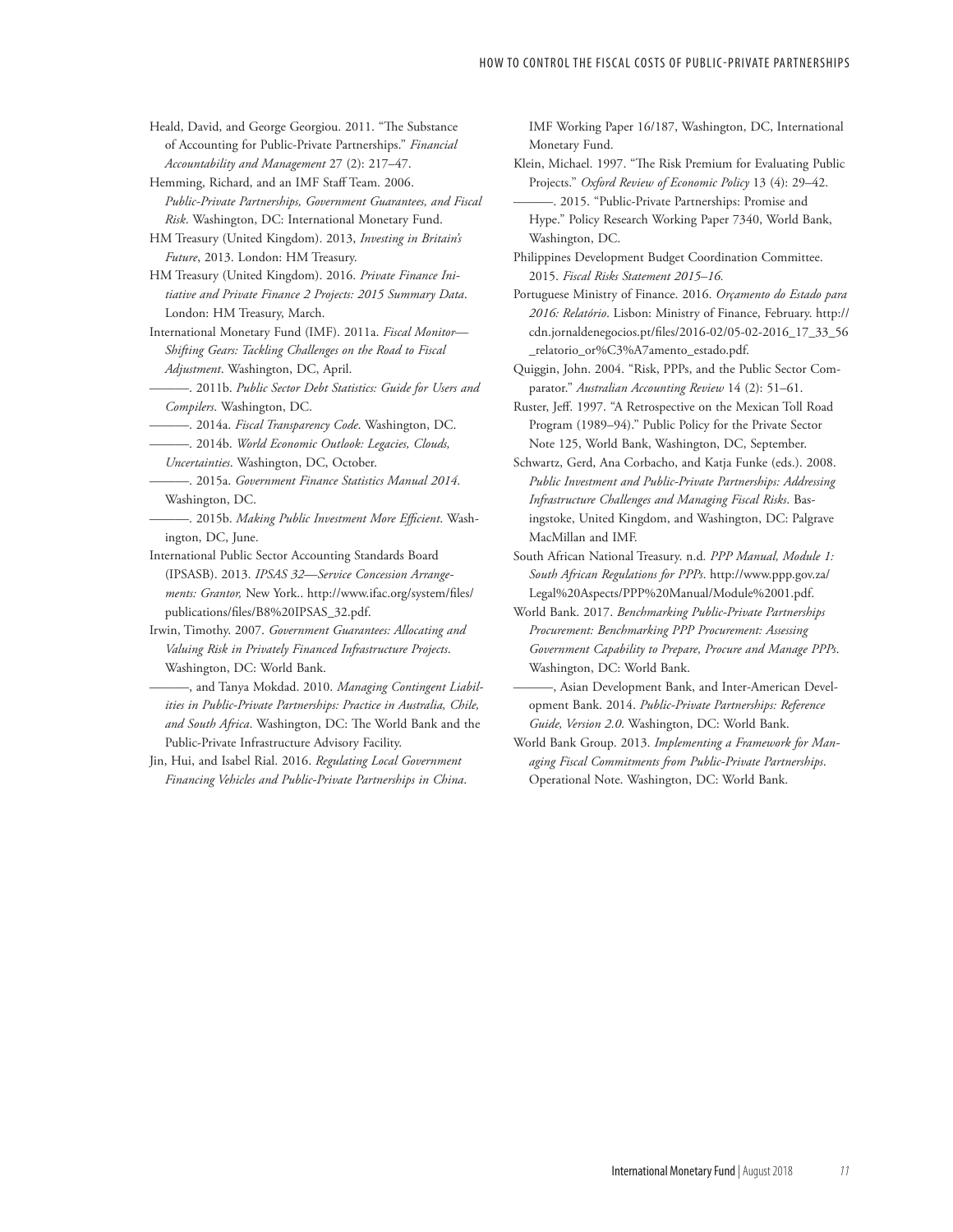Heald, David, and George Georgiou. 2011. "The Substance of Accounting for Public-Private Partnerships." *Financial Accountability and Management* 27 (2): 217–47.

Hemming, Richard, and an IMF Staff Team. 2006. *Public-Private Partnerships, Government Guarantees, and Fiscal Risk*. Washington, DC: International Monetary Fund.

HM Treasury (United Kingdom). 2013, *Investing in Britain's Future*, 2013. London: HM Treasury.

HM Treasury (United Kingdom). 2016. *Private Finance Initiative and Private Finance 2 Projects: 2015 Summary Data*. London: HM Treasury, March.

International Monetary Fund (IMF). 2011a. *Fiscal Monitor—Shifting Gears: Tackling Challenges on the Road to Fiscal Adjustment*. Washington, DC, April.

———. 2011b. *Public Sector Debt Statistics: Guide for Users and Compilers*. Washington, DC.

———. 2014a. *Fiscal Transparency Code*. Washington, DC.

———. 2014b. *World Economic Outlook: Legacies, Clouds, Uncertainties*. Washington, DC, October.

———. 2015a. *Government Finance Statistics Manual 2014*. Washington, DC.

———. 2015b. *Making Public Investment More Efficient*. Washington, DC, June.

International Public Sector Accounting Standards Board (IPSASB). 2013. *IPSAS 32—Service Concession Arrangements: Grantor,* New York.. http://www.ifac.org/system/files/publications/files/B8%20IPSAS_32.pdf.

Irwin, Timothy. 2007. *Government Guarantees: Allocating and Valuing Risk in Privately Financed Infrastructure Projects*. Washington, DC: World Bank.

———, and Tanya Mokdad. 2010. *Managing Contingent Liabilities in Public-Private Partnerships: Practice in Australia, Chile, and South Africa*. Washington, DC: The World Bank and the Public-Private Infrastructure Advisory Facility.

Jin, Hui, and Isabel Rial. 2016. *Regulating Local Government Financing Vehicles and Public-Private Partnerships in China*. IMF Working Paper 16/187, Washington, DC, International Monetary Fund.

Klein, Michael. 1997. "The Risk Premium for Evaluating Public Projects." *Oxford Review of Economic Policy* 13 (4): 29–42.

———. 2015. "Public-Private Partnerships: Promise and Hype." Policy Research Working Paper 7340, World Bank, Washington, DC.

Philippines Development Budget Coordination Committee. 2015. *Fiscal Risks Statement 2015–16.*

Portuguese Ministry of Finance. 2016. *Orçamento do Estado para 2016: Relatório*. Lisbon: Ministry of Finance, February. http://cdn.jornaldenegocios.pt/files/2016-02/05-02-2016_17_33_56_relatorio_or%C3%A7amento_estado.pdf.

Quiggin, John. 2004. "Risk, PPPs, and the Public Sector Comparator." *Australian Accounting Review* 14 (2): 51–61.

Ruster, Jeff. 1997. "A Retrospective on the Mexican Toll Road Program (1989–94)." Public Policy for the Private Sector Note 125, World Bank, Washington, DC, September.

Schwartz, Gerd, Ana Corbacho, and Katja Funke (eds.). 2008. *Public Investment and Public-Private Partnerships: Addressing Infrastructure Challenges and Managing Fiscal Risks*. Basingstoke, United Kingdom, and Washington, DC: Palgrave MacMillan and IMF.

South African National Treasury. n.d. *PPP Manual, Module 1: South African Regulations for PPPs*. http://www.ppp.gov.za/Legal%20Aspects/PPP%20Manual/Module%2001.pdf.

World Bank. 2017. *Benchmarking Public-Private Partnerships Procurement: Benchmarking PPP Procurement: Assessing Government Capability to Prepare, Procure and Manage PPPs*. Washington, DC: World Bank.

———, Asian Development Bank, and Inter-American Development Bank. 2014. *Public-Private Partnerships: Reference Guide, Version 2.0*. Washington, DC: World Bank.

World Bank Group. 2013. *Implementing a Framework for Managing Fiscal Commitments from Public-Private Partnerships*. Operational Note. Washington, DC: World Bank.